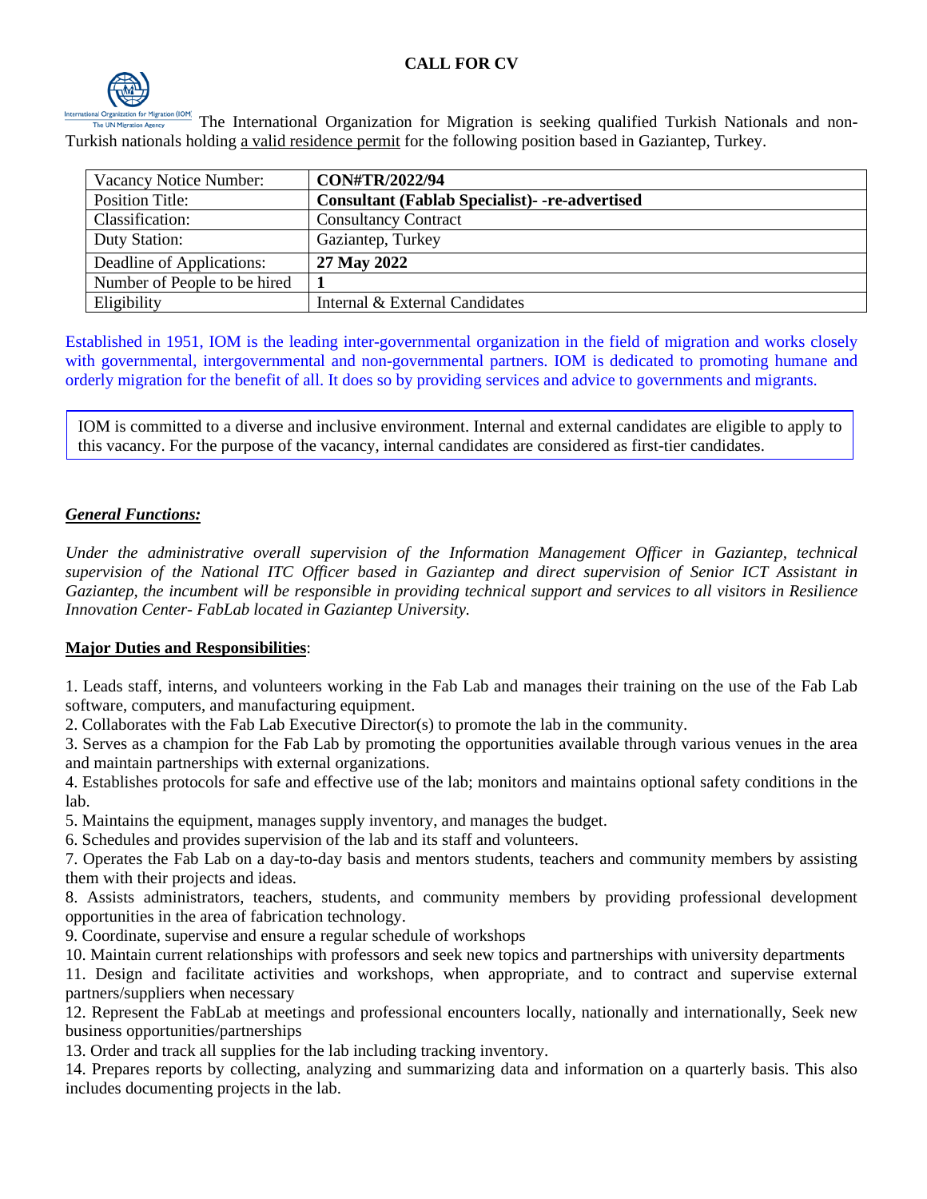# CALL FOR CV

International Organization for Migration (IOM) The UN Migration Agency

The International Organization for Migration is seeking qualified Turkish Nationals and non-Turkish nationals holding a valid residence permit for the following position based in Gaziantep, Turkey.

| Vacancy Notice Number: | **CON#TR/2022/94** |
|---|---|
| Position Title: | **Consultant (Fablab Specialist)- -re-advertised** |
| Classification: | Consultancy Contract |
| Duty Station: | Gaziantep, Turkey |
| Deadline of Applications: | **27 May 2022** |
| Number of People to be hired | **1** |
| Eligibility | Internal & External Candidates |

Established in 1951, IOM is the leading inter-governmental organization in the field of migration and works closely with governmental, intergovernmental and non-governmental partners. IOM is dedicated to promoting humane and orderly migration for the benefit of all. It does so by providing services and advice to governments and migrants.

IOM is committed to a diverse and inclusive environment. Internal and external candidates are eligible to apply to this vacancy. For the purpose of the vacancy, internal candidates are considered as first-tier candidates.

***General Functions:***

*Under the administrative overall supervision of the Information Management Officer in Gaziantep, technical supervision of the National ITC Officer based in Gaziantep and direct supervision of Senior ICT Assistant in Gaziantep, the incumbent will be responsible in providing technical support and services to all visitors in Resilience Innovation Center- FabLab located in Gaziantep University.*

**Major Duties and Responsibilities**:

1. Leads staff, interns, and volunteers working in the Fab Lab and manages their training on the use of the Fab Lab software, computers, and manufacturing equipment.
2. Collaborates with the Fab Lab Executive Director(s) to promote the lab in the community.
3. Serves as a champion for the Fab Lab by promoting the opportunities available through various venues in the area and maintain partnerships with external organizations.
4. Establishes protocols for safe and effective use of the lab; monitors and maintains optional safety conditions in the lab.
5. Maintains the equipment, manages supply inventory, and manages the budget.
6. Schedules and provides supervision of the lab and its staff and volunteers.
7. Operates the Fab Lab on a day-to-day basis and mentors students, teachers and community members by assisting them with their projects and ideas.
8. Assists administrators, teachers, students, and community members by providing professional development opportunities in the area of fabrication technology.
9. Coordinate, supervise and ensure a regular schedule of workshops
10. Maintain current relationships with professors and seek new topics and partnerships with university departments
11. Design and facilitate activities and workshops, when appropriate, and to contract and supervise external partners/suppliers when necessary
12. Represent the FabLab at meetings and professional encounters locally, nationally and internationally, Seek new business opportunities/partnerships
13. Order and track all supplies for the lab including tracking inventory.
14. Prepares reports by collecting, analyzing and summarizing data and information on a quarterly basis. This also includes documenting projects in the lab.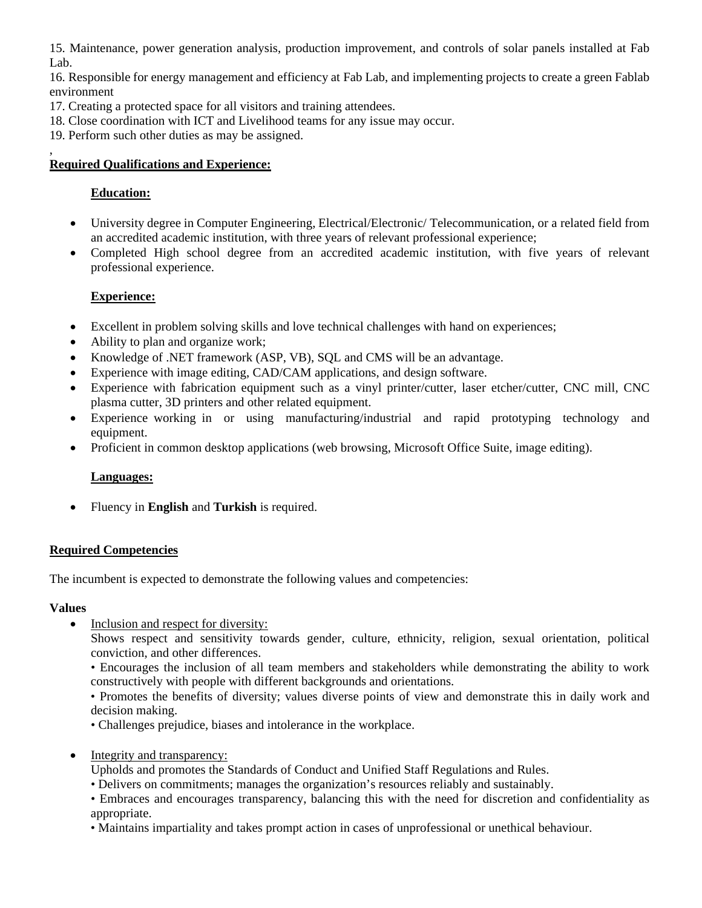15. Maintenance, power generation analysis, production improvement, and controls of solar panels installed at Fab Lab.
16. Responsible for energy management and efficiency at Fab Lab, and implementing projects to create a green Fablab environment
17. Creating a protected space for all visitors and training attendees.
18. Close coordination with ICT and Livelihood teams for any issue may occur.
19. Perform such other duties as may be assigned.

,

**Required Qualifications and Experience:**

**Education:**

- University degree in Computer Engineering, Electrical/Electronic/ Telecommunication, or a related field from an accredited academic institution, with three years of relevant professional experience;
- Completed High school degree from an accredited academic institution, with five years of relevant professional experience.

**Experience:**

- Excellent in problem solving skills and love technical challenges with hand on experiences;
- Ability to plan and organize work;
- Knowledge of .NET framework (ASP, VB), SQL and CMS will be an advantage.
- Experience with image editing, CAD/CAM applications, and design software.
- Experience with fabrication equipment such as a vinyl printer/cutter, laser etcher/cutter, CNC mill, CNC plasma cutter, 3D printers and other related equipment.
- Experience working in or using manufacturing/industrial and rapid prototyping technology and equipment.
- Proficient in common desktop applications (web browsing, Microsoft Office Suite, image editing).

**Languages:**

- Fluency in **English** and **Turkish** is required.

**Required Competencies**

The incumbent is expected to demonstrate the following values and competencies:

**Values**

- Inclusion and respect for diversity:
  Shows respect and sensitivity towards gender, culture, ethnicity, religion, sexual orientation, political conviction, and other differences.
  • Encourages the inclusion of all team members and stakeholders while demonstrating the ability to work constructively with people with different backgrounds and orientations.
  • Promotes the benefits of diversity; values diverse points of view and demonstrate this in daily work and decision making.
  • Challenges prejudice, biases and intolerance in the workplace.

- Integrity and transparency:
  Upholds and promotes the Standards of Conduct and Unified Staff Regulations and Rules.
  • Delivers on commitments; manages the organization's resources reliably and sustainably.
  • Embraces and encourages transparency, balancing this with the need for discretion and confidentiality as appropriate.
  • Maintains impartiality and takes prompt action in cases of unprofessional or unethical behaviour.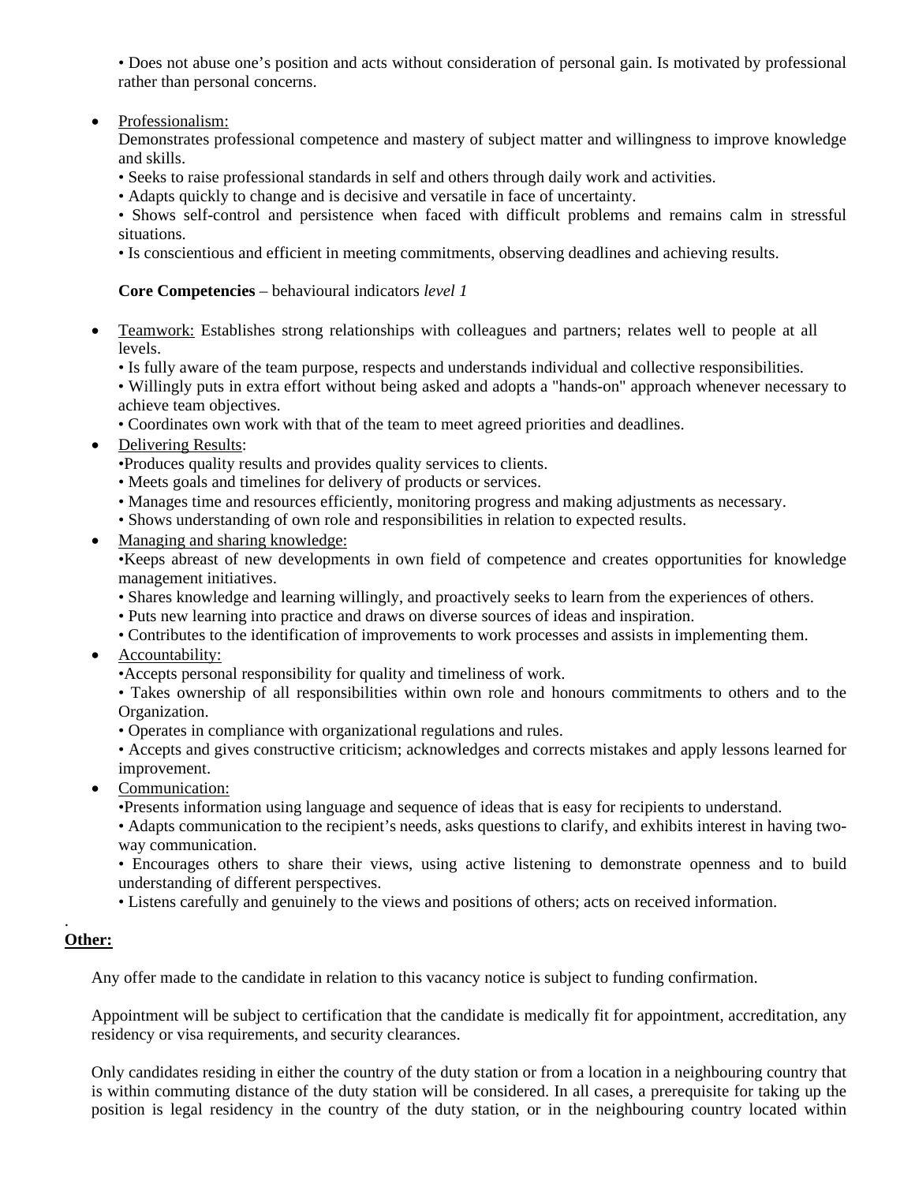• Does not abuse one's position and acts without consideration of personal gain. Is motivated by professional rather than personal concerns.

- Professionalism:
  Demonstrates professional competence and mastery of subject matter and willingness to improve knowledge and skills.
  • Seeks to raise professional standards in self and others through daily work and activities.
  • Adapts quickly to change and is decisive and versatile in face of uncertainty.
  • Shows self-control and persistence when faced with difficult problems and remains calm in stressful situations.
  • Is conscientious and efficient in meeting commitments, observing deadlines and achieving results.

**Core Competencies** – behavioural indicators *level 1*

- Teamwork: Establishes strong relationships with colleagues and partners; relates well to people at all levels.
  • Is fully aware of the team purpose, respects and understands individual and collective responsibilities.
  • Willingly puts in extra effort without being asked and adopts a "hands-on" approach whenever necessary to achieve team objectives.
  • Coordinates own work with that of the team to meet agreed priorities and deadlines.
- Delivering Results:
  •Produces quality results and provides quality services to clients.
  • Meets goals and timelines for delivery of products or services.
  • Manages time and resources efficiently, monitoring progress and making adjustments as necessary.
  • Shows understanding of own role and responsibilities in relation to expected results.
- Managing and sharing knowledge:
  •Keeps abreast of new developments in own field of competence and creates opportunities for knowledge management initiatives.
  • Shares knowledge and learning willingly, and proactively seeks to learn from the experiences of others.
  • Puts new learning into practice and draws on diverse sources of ideas and inspiration.
  • Contributes to the identification of improvements to work processes and assists in implementing them.
- Accountability:
  •Accepts personal responsibility for quality and timeliness of work.
  • Takes ownership of all responsibilities within own role and honours commitments to others and to the Organization.
  • Operates in compliance with organizational regulations and rules.
  • Accepts and gives constructive criticism; acknowledges and corrects mistakes and apply lessons learned for improvement.
- Communication:
  •Presents information using language and sequence of ideas that is easy for recipients to understand.
  • Adapts communication to the recipient's needs, asks questions to clarify, and exhibits interest in having two-way communication.
  • Encourages others to share their views, using active listening to demonstrate openness and to build understanding of different perspectives.
  • Listens carefully and genuinely to the views and positions of others; acts on received information.

**Other:**

Any offer made to the candidate in relation to this vacancy notice is subject to funding confirmation.

Appointment will be subject to certification that the candidate is medically fit for appointment, accreditation, any residency or visa requirements, and security clearances.

Only candidates residing in either the country of the duty station or from a location in a neighbouring country that is within commuting distance of the duty station will be considered. In all cases, a prerequisite for taking up the position is legal residency in the country of the duty station, or in the neighbouring country located within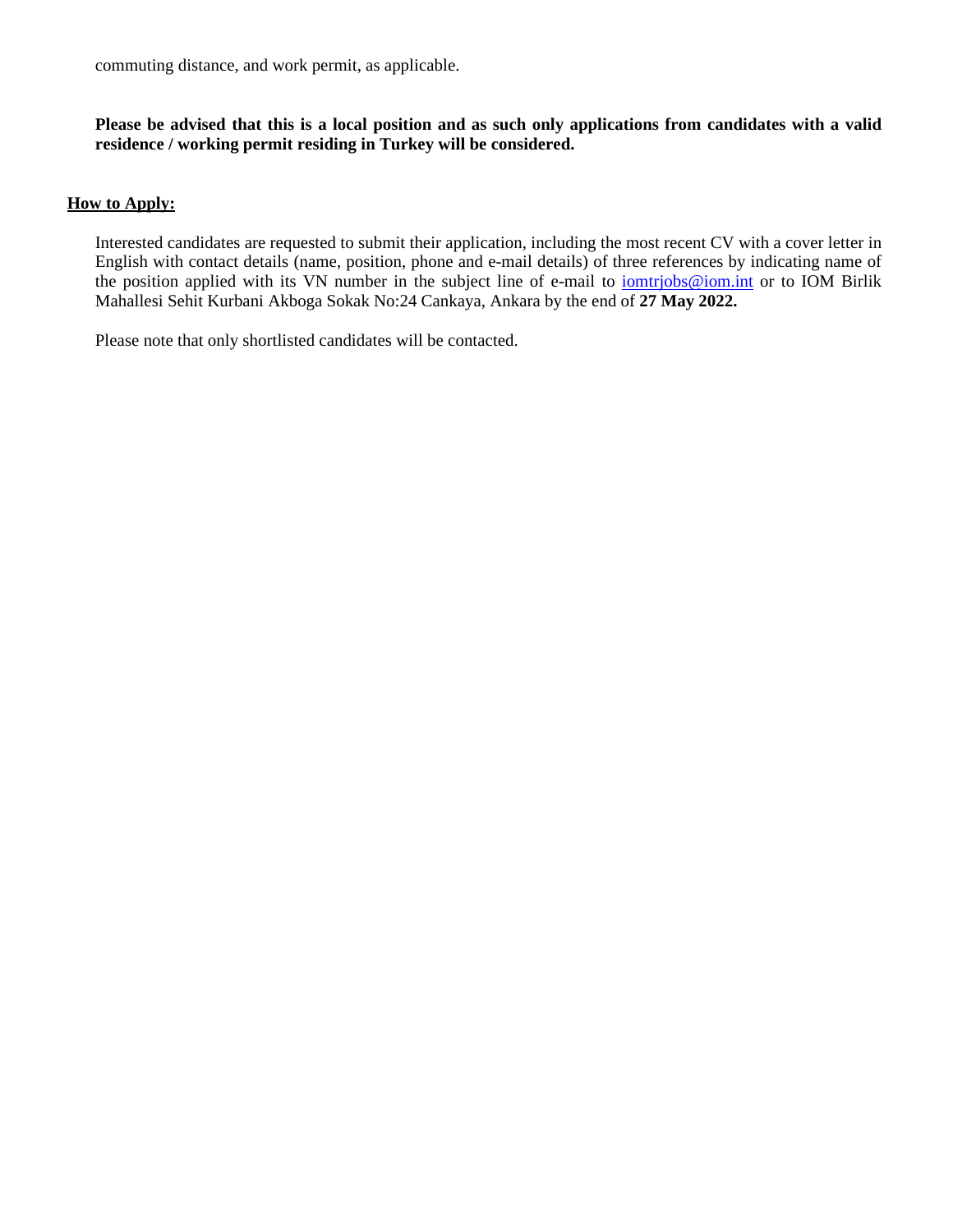commuting distance, and work permit, as applicable.

**Please be advised that this is a local position and as such only applications from candidates with a valid residence / working permit residing in Turkey will be considered.**

**How to Apply:**

Interested candidates are requested to submit their application, including the most recent CV with a cover letter in English with contact details (name, position, phone and e-mail details) of three references by indicating name of the position applied with its VN number in the subject line of e-mail to iomtrjobs@iom.int or to IOM Birlik Mahallesi Sehit Kurbani Akboga Sokak No:24 Cankaya, Ankara by the end of **27 May 2022.**

Please note that only shortlisted candidates will be contacted.